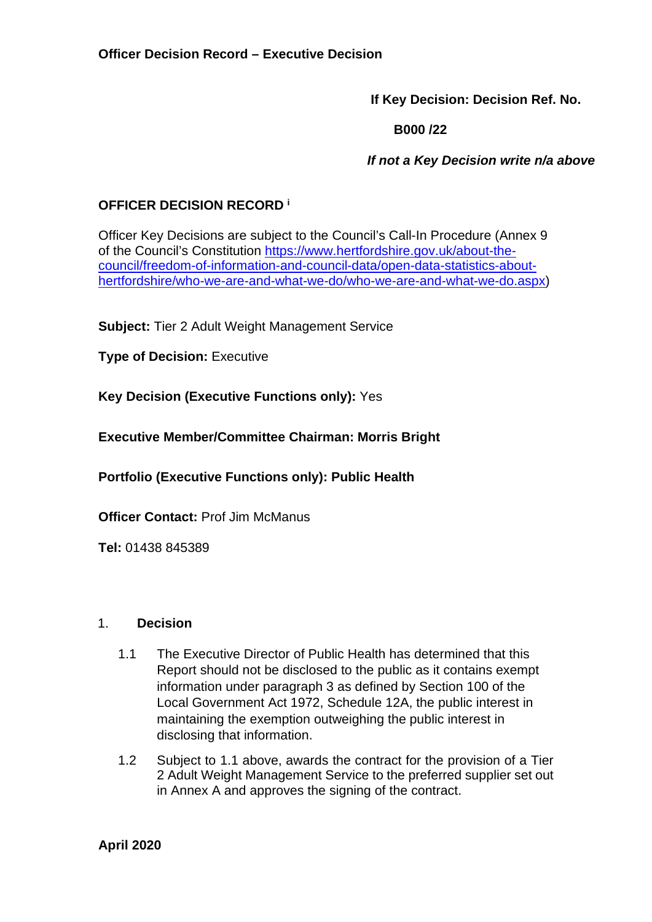**Officer Decision Record – Executive Decision**

**If Key Decision: Decision Ref. No.**

**B000 /22**

***If not a Key Decision write n/a above***

**OFFICER DECISION RECORD** [i]

Officer Key Decisions are subject to the Council's Call-In Procedure (Annex 9 of the Council's Constitution https://www.hertfordshire.gov.uk/about-the-council/freedom-of-information-and-council-data/open-data-statistics-about-hertfordshire/who-we-are-and-what-we-do/who-we-are-and-what-we-do.aspx)

**Subject:** Tier 2 Adult Weight Management Service

**Type of Decision:** Executive

**Key Decision (Executive Functions only):** Yes

**Executive Member/Committee Chairman: Morris Bright**

**Portfolio (Executive Functions only): Public Health**

**Officer Contact:** Prof Jim McManus

**Tel:** 01438 845389

1. **Decision**

    1.1 The Executive Director of Public Health has determined that this Report should not be disclosed to the public as it contains exempt information under paragraph 3 as defined by Section 100 of the Local Government Act 1972, Schedule 12A, the public interest in maintaining the exemption outweighing the public interest in disclosing that information.

    1.2 Subject to 1.1 above, awards the contract for the provision of a Tier 2 Adult Weight Management Service to the preferred supplier set out in Annex A and approves the signing of the contract.

**April 2020**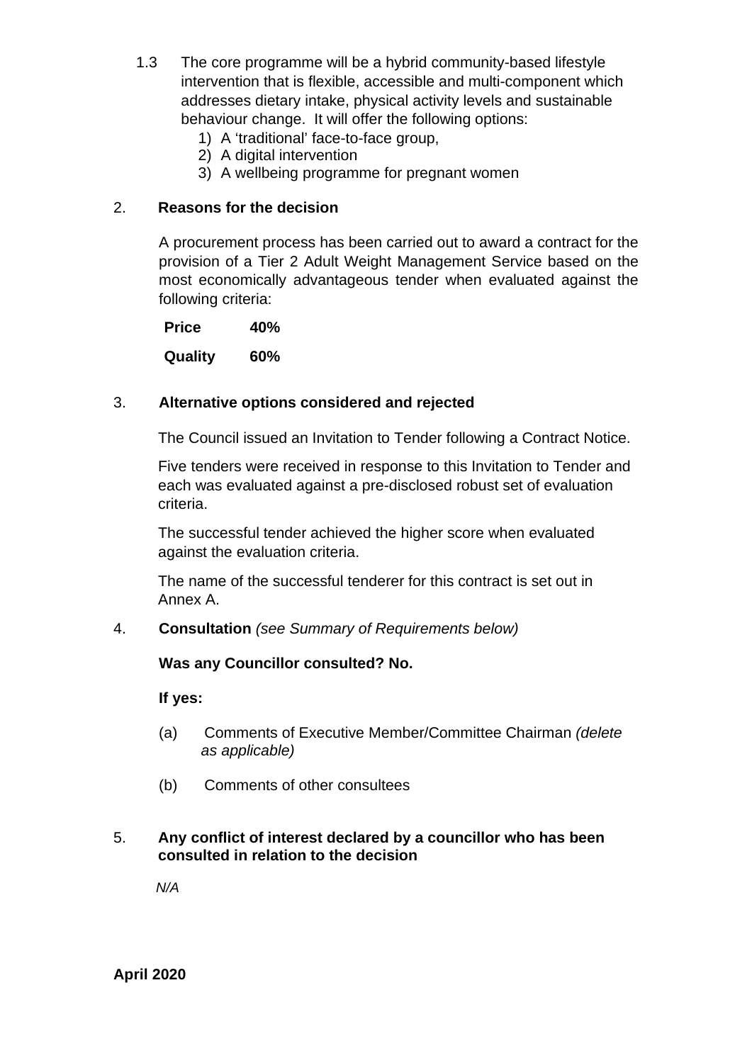1.3 The core programme will be a hybrid community-based lifestyle intervention that is flexible, accessible and multi-component which addresses dietary intake, physical activity levels and sustainable behaviour change. It will offer the following options:

1) A 'traditional' face-to-face group,
2) A digital intervention
3) A wellbeing programme for pregnant women

## 2. Reasons for the decision

A procurement process has been carried out to award a contract for the provision of a Tier 2 Adult Weight Management Service based on the most economically advantageous tender when evaluated against the following criteria:

| **Price** | **40%** |
|---|---|
| **Quality** | **60%** |

## 3. Alternative options considered and rejected

The Council issued an Invitation to Tender following a Contract Notice.

Five tenders were received in response to this Invitation to Tender and each was evaluated against a pre-disclosed robust set of evaluation criteria.

The successful tender achieved the higher score when evaluated against the evaluation criteria.

The name of the successful tenderer for this contract is set out in Annex A.

## 4. Consultation *(see Summary of Requirements below)*

**Was any Councillor consulted? No.**

**If yes:**

(a) Comments of Executive Member/Committee Chairman *(delete as applicable)*

(b) Comments of other consultees

## 5. Any conflict of interest declared by a councillor who has been consulted in relation to the decision

*N/A*

**April 2020**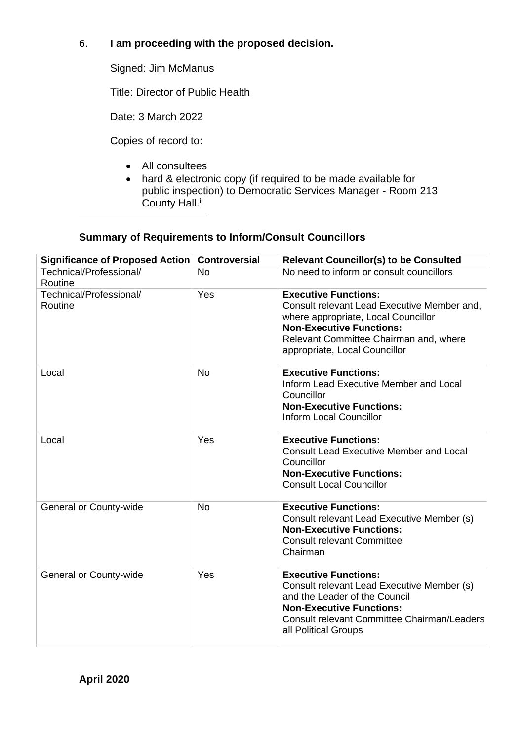6. **I am proceeding with the proposed decision.**

   Signed: Jim McManus

   Title: Director of Public Health

   Date: 3 March 2022

   Copies of record to:

   - All consultees
   - hard & electronic copy (if required to be made available for public inspection) to Democratic Services Manager - Room 213 County Hall.[ii]

---

### Summary of Requirements to Inform/Consult Councillors

| Significance of Proposed Action | Controversial | Relevant Councillor(s) to be Consulted |
|---|---|---|
| Technical/Professional/ Routine | No | No need to inform or consult councillors |
| Technical/Professional/ Routine | Yes | **Executive Functions:** Consult relevant Lead Executive Member and, where appropriate, Local Councillor **Non-Executive Functions:** Relevant Committee Chairman and, where appropriate, Local Councillor |
| Local | No | **Executive Functions:** Inform Lead Executive Member and Local Councillor **Non-Executive Functions:** Inform Local Councillor |
| Local | Yes | **Executive Functions:** Consult Lead Executive Member and Local Councillor **Non-Executive Functions:** Consult Local Councillor |
| General or County-wide | No | **Executive Functions:** Consult relevant Lead Executive Member (s) **Non-Executive Functions:** Consult relevant Committee Chairman |
| General or County-wide | Yes | **Executive Functions:** Consult relevant Lead Executive Member (s) and the Leader of the Council **Non-Executive Functions:** Consult relevant Committee Chairman/Leaders all Political Groups |

**April 2020**